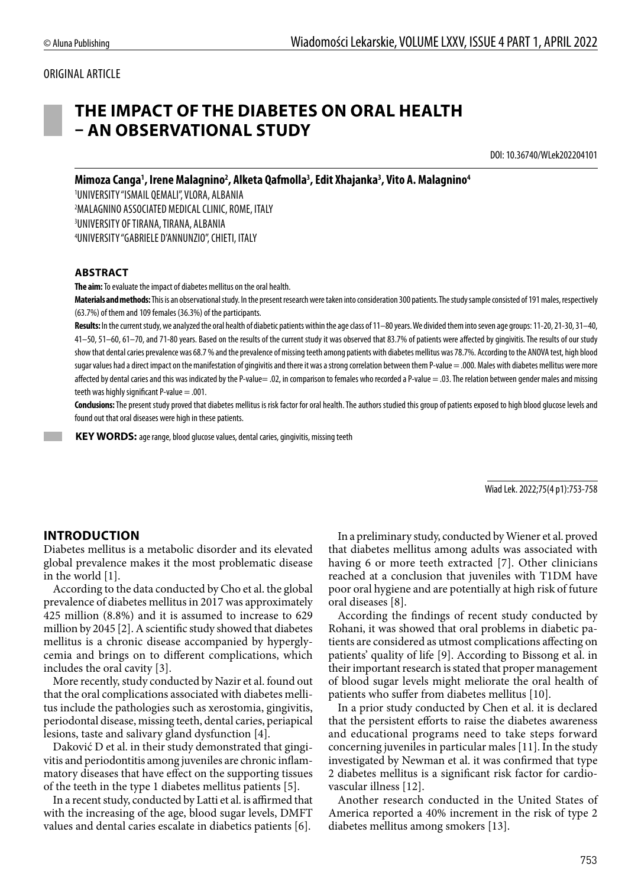ORIGINAL ARTICLE

# THE IMPACT OF THE DIABETES ON ORAL HEALTH – AN OBSERVATIONAL STUDY

DOI: 10.36740/WLek202204101

**Mimoza Canga[1], Irene Malagnino[2], Alketa Qafmolla[3], Edit Xhajanka[3], Vito A. Malagnino[4]**

[1]UNIVERSITY "ISMAIL QEMALI", VLORA, ALBANIA
[2]MALAGNINO ASSOCIATED MEDICAL CLINIC, ROME, ITALY
[3]UNIVERSITY OF TIRANA, TIRANA, ALBANIA
[4]UNIVERSITY "GABRIELE D'ANNUNZIO", CHIETI, ITALY

## ABSTRACT

**The aim:** To evaluate the impact of diabetes mellitus on the oral health.

**Materials and methods:** This is an observational study. In the present research were taken into consideration 300 patients. The study sample consisted of 191 males, respectively (63.7%) of them and 109 females (36.3%) of the participants.

**Results:** In the current study, we analyzed the oral health of diabetic patients within the age class of 11–80 years. We divided them into seven age groups: 11-20, 21-30, 31–40, 41–50, 51–60, 61–70, and 71-80 years. Based on the results of the current study it was observed that 83.7% of patients were affected by gingivitis. The results of our study show that dental caries prevalence was 68.7 % and the prevalence of missing teeth among patients with diabetes mellitus was 78.7%. According to the ANOVA test, high blood sugar values had a direct impact on the manifestation of gingivitis and there it was a strong correlation between them P-value = .000. Males with diabetes mellitus were more affected by dental caries and this was indicated by the P-value= .02, in comparison to females who recorded a P-value = .03. The relation between gender males and missing teeth was highly significant P-value = .001.

**Conclusions:** The present study proved that diabetes mellitus is risk factor for oral health. The authors studied this group of patients exposed to high blood glucose levels and found out that oral diseases were high in these patients.

**KEY WORDS:** age range, blood glucose values, dental caries, gingivitis, missing teeth

Wiad Lek. 2022;75(4 p1):753-758

## INTRODUCTION

Diabetes mellitus is a metabolic disorder and its elevated global prevalence makes it the most problematic disease in the world [1].

According to the data conducted by Cho et al. the global prevalence of diabetes mellitus in 2017 was approximately 425 million (8.8%) and it is assumed to increase to 629 million by 2045 [2]. A scientific study showed that diabetes mellitus is a chronic disease accompanied by hyperglycemia and brings on to different complications, which includes the oral cavity [3].

More recently, study conducted by Nazir et al. found out that the oral complications associated with diabetes mellitus include the pathologies such as xerostomia, gingivitis, periodontal disease, missing teeth, dental caries, periapical lesions, taste and salivary gland dysfunction [4].

Daković D et al. in their study demonstrated that gingivitis and periodontitis among juveniles are chronic inflammatory diseases that have effect on the supporting tissues of the teeth in the type 1 diabetes mellitus patients [5].

In a recent study, conducted by Latti et al. is affirmed that with the increasing of the age, blood sugar levels, DMFT values and dental caries escalate in diabetics patients [6].

In a preliminary study, conducted by Wiener et al. proved that diabetes mellitus among adults was associated with having 6 or more teeth extracted [7]. Other clinicians reached at a conclusion that juveniles with T1DM have poor oral hygiene and are potentially at high risk of future oral diseases [8].

According the findings of recent study conducted by Rohani, it was showed that oral problems in diabetic patients are considered as utmost complications affecting on patients' quality of life [9]. According to Bissong et al. in their important research is stated that proper management of blood sugar levels might meliorate the oral health of patients who suffer from diabetes mellitus [10].

In a prior study conducted by Chen et al. it is declared that the persistent efforts to raise the diabetes awareness and educational programs need to take steps forward concerning juveniles in particular males [11]. In the study investigated by Newman et al. it was confirmed that type 2 diabetes mellitus is a significant risk factor for cardiovascular illness [12].

Another research conducted in the United States of America reported a 40% increment in the risk of type 2 diabetes mellitus among smokers [13].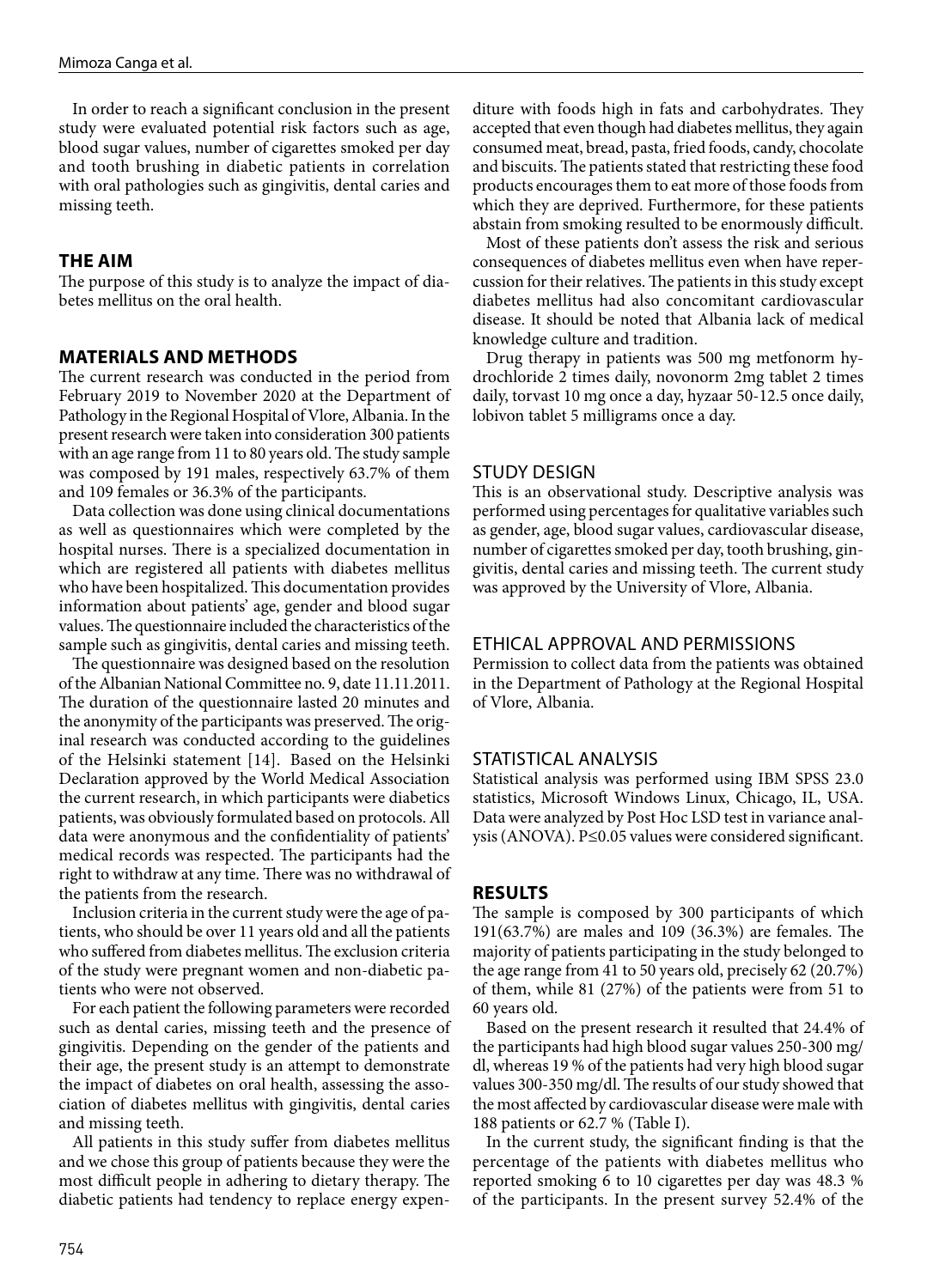In order to reach a significant conclusion in the present study were evaluated potential risk factors such as age, blood sugar values, number of cigarettes smoked per day and tooth brushing in diabetic patients in correlation with oral pathologies such as gingivitis, dental caries and missing teeth.

## THE AIM

The purpose of this study is to analyze the impact of diabetes mellitus on the oral health.

## MATERIALS AND METHODS

The current research was conducted in the period from February 2019 to November 2020 at the Department of Pathology in the Regional Hospital of Vlore, Albania. In the present research were taken into consideration 300 patients with an age range from 11 to 80 years old. The study sample was composed by 191 males, respectively 63.7% of them and 109 females or 36.3% of the participants.

Data collection was done using clinical documentations as well as questionnaires which were completed by the hospital nurses. There is a specialized documentation in which are registered all patients with diabetes mellitus who have been hospitalized. This documentation provides information about patients' age, gender and blood sugar values. The questionnaire included the characteristics of the sample such as gingivitis, dental caries and missing teeth.

The questionnaire was designed based on the resolution of the Albanian National Committee no. 9, date 11.11.2011. The duration of the questionnaire lasted 20 minutes and the anonymity of the participants was preserved. The original research was conducted according to the guidelines of the Helsinki statement [14]. Based on the Helsinki Declaration approved by the World Medical Association the current research, in which participants were diabetics patients, was obviously formulated based on protocols. All data were anonymous and the confidentiality of patients' medical records was respected. The participants had the right to withdraw at any time. There was no withdrawal of the patients from the research.

Inclusion criteria in the current study were the age of patients, who should be over 11 years old and all the patients who suffered from diabetes mellitus. The exclusion criteria of the study were pregnant women and non-diabetic patients who were not observed.

For each patient the following parameters were recorded such as dental caries, missing teeth and the presence of gingivitis. Depending on the gender of the patients and their age, the present study is an attempt to demonstrate the impact of diabetes on oral health, assessing the association of diabetes mellitus with gingivitis, dental caries and missing teeth.

All patients in this study suffer from diabetes mellitus and we chose this group of patients because they were the most difficult people in adhering to dietary therapy. The diabetic patients had tendency to replace energy expenditure with foods high in fats and carbohydrates. They accepted that even though had diabetes mellitus, they again consumed meat, bread, pasta, fried foods, candy, chocolate and biscuits. The patients stated that restricting these food products encourages them to eat more of those foods from which they are deprived. Furthermore, for these patients abstain from smoking resulted to be enormously difficult.

Most of these patients don't assess the risk and serious consequences of diabetes mellitus even when have repercussion for their relatives. The patients in this study except diabetes mellitus had also concomitant cardiovascular disease. It should be noted that Albania lack of medical knowledge culture and tradition.

Drug therapy in patients was 500 mg metfonorm hydrochloride 2 times daily, novonorm 2mg tablet 2 times daily, torvast 10 mg once a day, hyzaar 50-12.5 once daily, lobivon tablet 5 milligrams once a day.

### STUDY DESIGN

This is an observational study. Descriptive analysis was performed using percentages for qualitative variables such as gender, age, blood sugar values, cardiovascular disease, number of cigarettes smoked per day, tooth brushing, gingivitis, dental caries and missing teeth. The current study was approved by the University of Vlore, Albania.

### ETHICAL APPROVAL AND PERMISSIONS

Permission to collect data from the patients was obtained in the Department of Pathology at the Regional Hospital of Vlore, Albania.

### STATISTICAL ANALYSIS

Statistical analysis was performed using IBM SPSS 23.0 statistics, Microsoft Windows Linux, Chicago, IL, USA. Data were analyzed by Post Hoc LSD test in variance analysis (ANOVA). $P \leq 0.05$ values were considered significant.

## RESULTS

The sample is composed by 300 participants of which 191(63.7%) are males and 109 (36.3%) are females. The majority of patients participating in the study belonged to the age range from 41 to 50 years old, precisely 62 (20.7%) of them, while 81 (27%) of the patients were from 51 to 60 years old.

Based on the present research it resulted that 24.4% of the participants had high blood sugar values 250-300 mg/dl, whereas 19 % of the patients had very high blood sugar values 300-350 mg/dl. The results of our study showed that the most affected by cardiovascular disease were male with 188 patients or 62.7 % (Table I).

In the current study, the significant finding is that the percentage of the patients with diabetes mellitus who reported smoking 6 to 10 cigarettes per day was 48.3 % of the participants. In the present survey 52.4% of the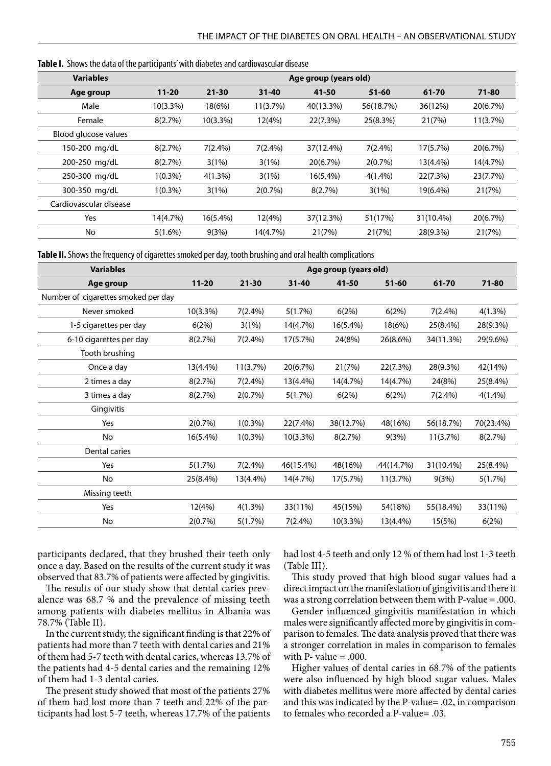**Table I.** Shows the data of the participants' with diabetes and cardiovascular disease

| Variables | Age group (years old) | | | | | | |
|---|---|---|---|---|---|---|---|
| Age group | 11-20 | 21-30 | 31-40 | 41-50 | 51-60 | 61-70 | 71-80 |
| Male | 10(3.3%) | 18(6%) | 11(3.7%) | 40(13.3%) | 56(18.7%) | 36(12%) | 20(6.7%) |
| Female | 8(2.7%) | 10(3.3%) | 12(4%) | 22(7.3%) | 25(8.3%) | 21(7%) | 11(3.7%) |
| Blood glucose values | | | | | | | |
| 150-200 mg/dL | 8(2.7%) | 7(2.4%) | 7(2.4%) | 37(12.4%) | 7(2.4%) | 17(5.7%) | 20(6.7%) |
| 200-250 mg/dL | 8(2.7%) | 3(1%) | 3(1%) | 20(6.7%) | 2(0.7%) | 13(4.4%) | 14(4.7%) |
| 250-300 mg/dL | 1(0.3%) | 4(1.3%) | 3(1%) | 16(5.4%) | 4(1.4%) | 22(7.3%) | 23(7.7%) |
| 300-350 mg/dL | 1(0.3%) | 3(1%) | 2(0.7%) | 8(2.7%) | 3(1%) | 19(6.4%) | 21(7%) |
| Cardiovascular disease | | | | | | | |
| Yes | 14(4.7%) | 16(5.4%) | 12(4%) | 37(12.3%) | 51(17%) | 31(10.4%) | 20(6.7%) |
| No | 5(1.6%) | 9(3%) | 14(4.7%) | 21(7%) | 21(7%) | 28(9.3%) | 21(7%) |

**Table II.** Shows the frequency of cigarettes smoked per day, tooth brushing and oral health complications

| Variables | Age group (years old) | | | | | | |
|---|---|---|---|---|---|---|---|
| Age group | 11-20 | 21-30 | 31-40 | 41-50 | 51-60 | 61-70 | 71-80 |
| Number of cigarettes smoked per day | | | | | | | |
| Never smoked | 10(3.3%) | 7(2.4%) | 5(1.7%) | 6(2%) | 6(2%) | 7(2.4%) | 4(1.3%) |
| 1-5 cigarettes per day | 6(2%) | 3(1%) | 14(4.7%) | 16(5.4%) | 18(6%) | 25(8.4%) | 28(9.3%) |
| 6-10 cigarettes per day | 8(2.7%) | 7(2.4%) | 17(5.7%) | 24(8%) | 26(8.6%) | 34(11.3%) | 29(9.6%) |
| Tooth brushing | | | | | | | |
| Once a day | 13(4.4%) | 11(3.7%) | 20(6.7%) | 21(7%) | 22(7.3%) | 28(9.3%) | 42(14%) |
| 2 times a day | 8(2.7%) | 7(2.4%) | 13(4.4%) | 14(4.7%) | 14(4.7%) | 24(8%) | 25(8.4%) |
| 3 times a day | 8(2.7%) | 2(0.7%) | 5(1.7%) | 6(2%) | 6(2%) | 7(2.4%) | 4(1.4%) |
| Gingivitis | | | | | | | |
| Yes | 2(0.7%) | 1(0.3%) | 22(7.4%) | 38(12.7%) | 48(16%) | 56(18.7%) | 70(23.4%) |
| No | 16(5.4%) | 1(0.3%) | 10(3.3%) | 8(2.7%) | 9(3%) | 11(3.7%) | 8(2.7%) |
| Dental caries | | | | | | | |
| Yes | 5(1.7%) | 7(2.4%) | 46(15.4%) | 48(16%) | 44(14.7%) | 31(10.4%) | 25(8.4%) |
| No | 25(8.4%) | 13(4.4%) | 14(4.7%) | 17(5.7%) | 11(3.7%) | 9(3%) | 5(1.7%) |
| Missing teeth | | | | | | | |
| Yes | 12(4%) | 4(1.3%) | 33(11%) | 45(15%) | 54(18%) | 55(18.4%) | 33(11%) |
| No | 2(0.7%) | 5(1.7%) | 7(2.4%) | 10(3.3%) | 13(4.4%) | 15(5%) | 6(2%) |

participants declared, that they brushed their teeth only once a day. Based on the results of the current study it was observed that 83.7% of patients were affected by gingivitis.

The results of our study show that dental caries prevalence was 68.7 % and the prevalence of missing teeth among patients with diabetes mellitus in Albania was 78.7% (Table II).

In the current study, the significant finding is that 22% of patients had more than 7 teeth with dental caries and 21% of them had 5-7 teeth with dental caries, whereas 13.7% of the patients had 4-5 dental caries and the remaining 12% of them had 1-3 dental caries.

The present study showed that most of the patients 27% of them had lost more than 7 teeth and 22% of the participants had lost 5-7 teeth, whereas 17.7% of the patients had lost 4-5 teeth and only 12 % of them had lost 1-3 teeth (Table III).

This study proved that high blood sugar values had a direct impact on the manifestation of gingivitis and there it was a strong correlation between them with P-value = .000.

Gender influenced gingivitis manifestation in which males were significantly affected more by gingivitis in comparison to females. The data analysis proved that there was a stronger correlation in males in comparison to females with P- value = .000.

Higher values of dental caries in 68.7% of the patients were also influenced by high blood sugar values. Males with diabetes mellitus were more affected by dental caries and this was indicated by the P-value= .02, in comparison to females who recorded a P-value= .03.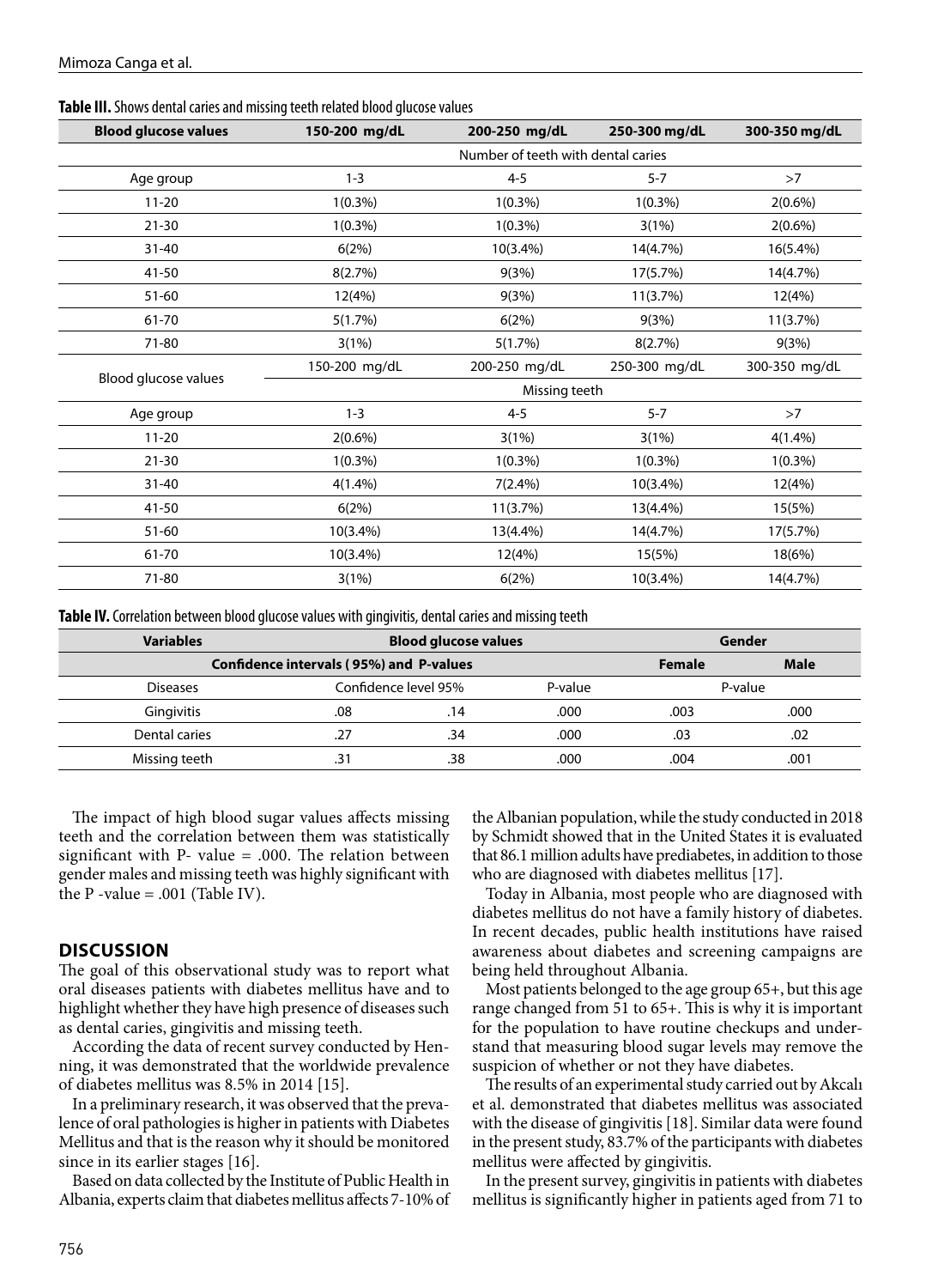**Table III.** Shows dental caries and missing teeth related blood glucose values

| Blood glucose values | 150-200 mg/dL | 200-250 mg/dL | 250-300 mg/dL | 300-350 mg/dL |
|---|---|---|---|---|
| | Number of teeth with dental caries | | | |
| Age group | 1-3 | 4-5 | 5-7 | >7 |
| 11-20 | 1(0.3%) | 1(0.3%) | 1(0.3%) | 2(0.6%) |
| 21-30 | 1(0.3%) | 1(0.3%) | 3(1%) | 2(0.6%) |
| 31-40 | 6(2%) | 10(3.4%) | 14(4.7%) | 16(5.4%) |
| 41-50 | 8(2.7%) | 9(3%) | 17(5.7%) | 14(4.7%) |
| 51-60 | 12(4%) | 9(3%) | 11(3.7%) | 12(4%) |
| 61-70 | 5(1.7%) | 6(2%) | 9(3%) | 11(3.7%) |
| 71-80 | 3(1%) | 5(1.7%) | 8(2.7%) | 9(3%) |
| Blood glucose values | 150-200 mg/dL | 200-250 mg/dL | 250-300 mg/dL | 300-350 mg/dL |
| | Missing teeth | | | |
| Age group | 1-3 | 4-5 | 5-7 | >7 |
| 11-20 | 2(0.6%) | 3(1%) | 3(1%) | 4(1.4%) |
| 21-30 | 1(0.3%) | 1(0.3%) | 1(0.3%) | 1(0.3%) |
| 31-40 | 4(1.4%) | 7(2.4%) | 10(3.4%) | 12(4%) |
| 41-50 | 6(2%) | 11(3.7%) | 13(4.4%) | 15(5%) |
| 51-60 | 10(3.4%) | 13(4.4%) | 14(4.7%) | 17(5.7%) |
| 61-70 | 10(3.4%) | 12(4%) | 15(5%) | 18(6%) |
| 71-80 | 3(1%) | 6(2%) | 10(3.4%) | 14(4.7%) |

**Table IV.** Correlation between blood glucose values with gingivitis, dental caries and missing teeth

| Variables | Blood glucose values | | | Gender | |
|---|---|---|---|---|---|
| Confidence intervals (95%) and P-values | | | | Female | Male |
| Diseases | Confidence level 95% | | P-value | P-value | |
| Gingivitis | .08 | .14 | .000 | .003 | .000 |
| Dental caries | .27 | .34 | .000 | .03 | .02 |
| Missing teeth | .31 | .38 | .000 | .004 | .001 |

The impact of high blood sugar values affects missing teeth and the correlation between them was statistically significant with P- value = .000. The relation between gender males and missing teeth was highly significant with the P -value = .001 (Table IV).

## DISCUSSION

The goal of this observational study was to report what oral diseases patients with diabetes mellitus have and to highlight whether they have high presence of diseases such as dental caries, gingivitis and missing teeth.

According the data of recent survey conducted by Henning, it was demonstrated that the worldwide prevalence of diabetes mellitus was 8.5% in 2014 [15].

In a preliminary research, it was observed that the prevalence of oral pathologies is higher in patients with Diabetes Mellitus and that is the reason why it should be monitored since in its earlier stages [16].

Based on data collected by the Institute of Public Health in Albania, experts claim that diabetes mellitus affects 7-10% of the Albanian population, while the study conducted in 2018 by Schmidt showed that in the United States it is evaluated that 86.1 million adults have prediabetes, in addition to those who are diagnosed with diabetes mellitus [17].

Today in Albania, most people who are diagnosed with diabetes mellitus do not have a family history of diabetes. In recent decades, public health institutions have raised awareness about diabetes and screening campaigns are being held throughout Albania.

Most patients belonged to the age group 65+, but this age range changed from 51 to 65+. This is why it is important for the population to have routine checkups and understand that measuring blood sugar levels may remove the suspicion of whether or not they have diabetes.

The results of an experimental study carried out by Akcalı et al. demonstrated that diabetes mellitus was associated with the disease of gingivitis [18]. Similar data were found in the present study, 83.7% of the participants with diabetes mellitus were affected by gingivitis.

In the present survey, gingivitis in patients with diabetes mellitus is significantly higher in patients aged from 71 to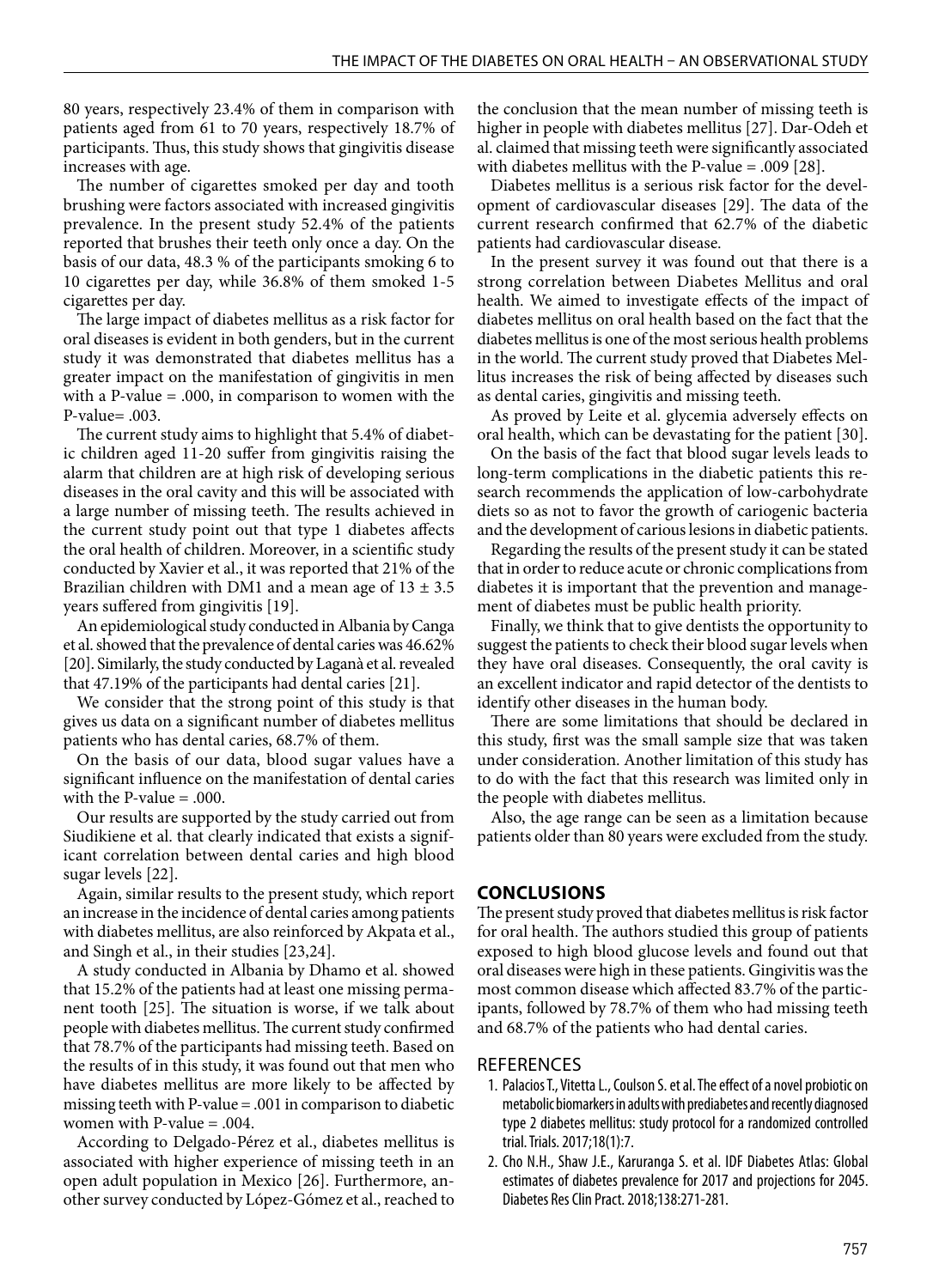80 years, respectively 23.4% of them in comparison with patients aged from 61 to 70 years, respectively 18.7% of participants. Thus, this study shows that gingivitis disease increases with age.

The number of cigarettes smoked per day and tooth brushing were factors associated with increased gingivitis prevalence. In the present study 52.4% of the patients reported that brushes their teeth only once a day. On the basis of our data, 48.3 % of the participants smoking 6 to 10 cigarettes per day, while 36.8% of them smoked 1-5 cigarettes per day.

The large impact of diabetes mellitus as a risk factor for oral diseases is evident in both genders, but in the current study it was demonstrated that diabetes mellitus has a greater impact on the manifestation of gingivitis in men with a P-value = .000, in comparison to women with the P-value= .003.

The current study aims to highlight that 5.4% of diabetic children aged 11-20 suffer from gingivitis raising the alarm that children are at high risk of developing serious diseases in the oral cavity and this will be associated with a large number of missing teeth. The results achieved in the current study point out that type 1 diabetes affects the oral health of children. Moreover, in a scientific study conducted by Xavier et al., it was reported that 21% of the Brazilian children with DM1 and a mean age of 13 ± 3.5 years suffered from gingivitis [19].

An epidemiological study conducted in Albania by Canga et al. showed that the prevalence of dental caries was 46.62% [20]. Similarly, the study conducted by Laganà et al. revealed that 47.19% of the participants had dental caries [21].

We consider that the strong point of this study is that gives us data on a significant number of diabetes mellitus patients who has dental caries, 68.7% of them.

On the basis of our data, blood sugar values have a significant influence on the manifestation of dental caries with the P-value = .000.

Our results are supported by the study carried out from Siudikiene et al. that clearly indicated that exists a significant correlation between dental caries and high blood sugar levels [22].

Again, similar results to the present study, which report an increase in the incidence of dental caries among patients with diabetes mellitus, are also reinforced by Akpata et al., and Singh et al., in their studies [23,24].

A study conducted in Albania by Dhamo et al. showed that 15.2% of the patients had at least one missing permanent tooth [25]. The situation is worse, if we talk about people with diabetes mellitus. The current study confirmed that 78.7% of the participants had missing teeth. Based on the results of in this study, it was found out that men who have diabetes mellitus are more likely to be affected by missing teeth with P-value = .001 in comparison to diabetic women with P-value = .004.

According to Delgado-Pérez et al., diabetes mellitus is associated with higher experience of missing teeth in an open adult population in Mexico [26]. Furthermore, another survey conducted by López-Gómez et al., reached to the conclusion that the mean number of missing teeth is higher in people with diabetes mellitus [27]. Dar-Odeh et al. claimed that missing teeth were significantly associated with diabetes mellitus with the P-value = .009 [28].

Diabetes mellitus is a serious risk factor for the development of cardiovascular diseases [29]. The data of the current research confirmed that 62.7% of the diabetic patients had cardiovascular disease.

In the present survey it was found out that there is a strong correlation between Diabetes Mellitus and oral health. We aimed to investigate effects of the impact of diabetes mellitus on oral health based on the fact that the diabetes mellitus is one of the most serious health problems in the world. The current study proved that Diabetes Mellitus increases the risk of being affected by diseases such as dental caries, gingivitis and missing teeth.

As proved by Leite et al. glycemia adversely effects on oral health, which can be devastating for the patient [30].

On the basis of the fact that blood sugar levels leads to long-term complications in the diabetic patients this research recommends the application of low-carbohydrate diets so as not to favor the growth of cariogenic bacteria and the development of carious lesions in diabetic patients.

Regarding the results of the present study it can be stated that in order to reduce acute or chronic complications from diabetes it is important that the prevention and management of diabetes must be public health priority.

Finally, we think that to give dentists the opportunity to suggest the patients to check their blood sugar levels when they have oral diseases. Consequently, the oral cavity is an excellent indicator and rapid detector of the dentists to identify other diseases in the human body.

There are some limitations that should be declared in this study, first was the small sample size that was taken under consideration. Another limitation of this study has to do with the fact that this research was limited only in the people with diabetes mellitus.

Also, the age range can be seen as a limitation because patients older than 80 years were excluded from the study.

## CONCLUSIONS

The present study proved that diabetes mellitus is risk factor for oral health. The authors studied this group of patients exposed to high blood glucose levels and found out that oral diseases were high in these patients. Gingivitis was the most common disease which affected 83.7% of the participants, followed by 78.7% of them who had missing teeth and 68.7% of the patients who had dental caries.

## REFERENCES

1. Palacios T., Vitetta L., Coulson S. et al. The effect of a novel probiotic on metabolic biomarkers in adults with prediabetes and recently diagnosed type 2 diabetes mellitus: study protocol for a randomized controlled trial. Trials. 2017;18(1):7.
2. Cho N.H., Shaw J.E., Karuranga S. et al. IDF Diabetes Atlas: Global estimates of diabetes prevalence for 2017 and projections for 2045. Diabetes Res Clin Pract. 2018;138:271-281.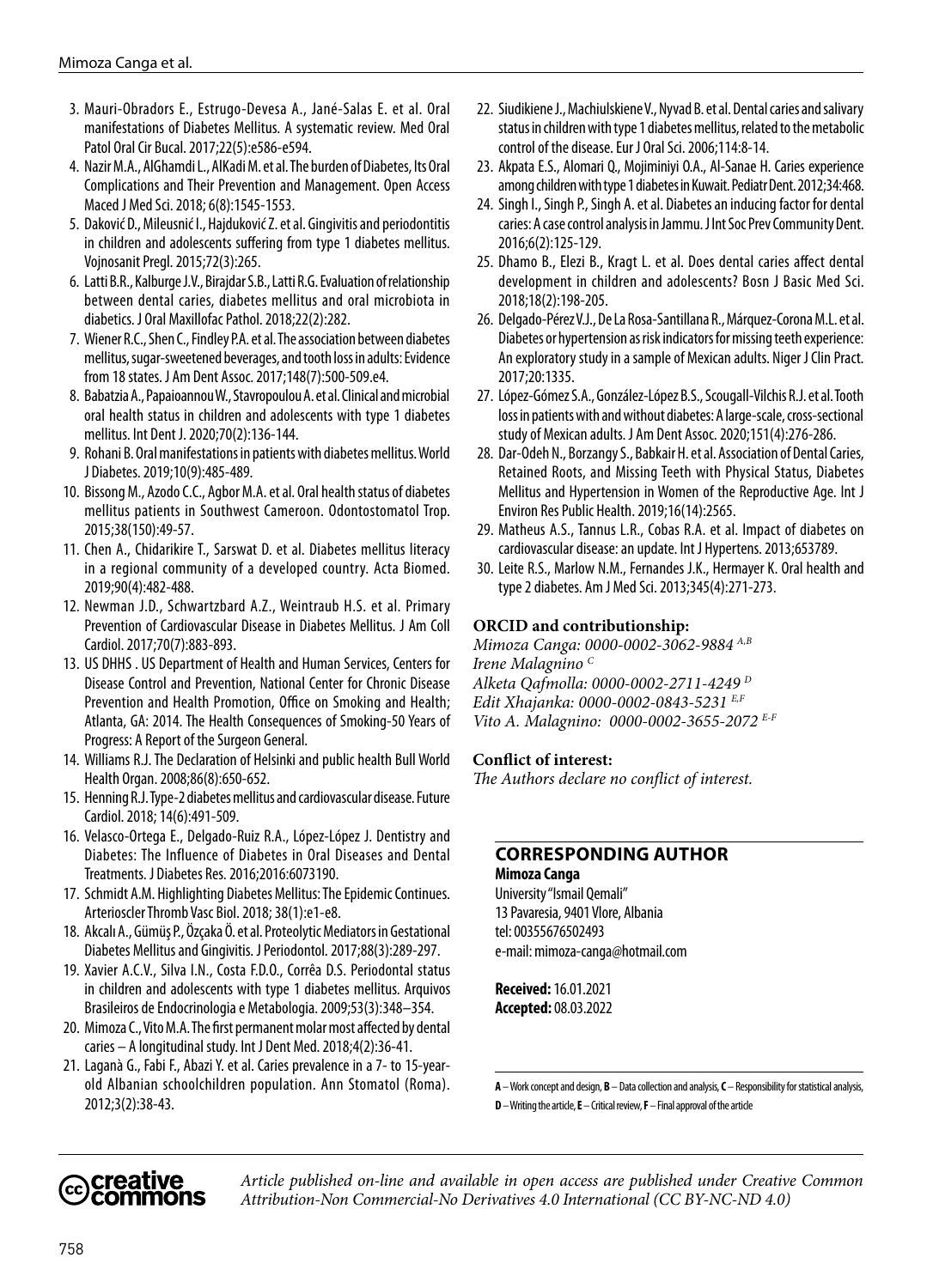3. Mauri-Obradors E., Estrugo-Devesa A., Jané-Salas E. et al. Oral manifestations of Diabetes Mellitus. A systematic review. Med Oral Patol Oral Cir Bucal. 2017;22(5):e586-e594.
4. Nazir M.A., AlGhamdi L., AlKadi M. et al. The burden of Diabetes, Its Oral Complications and Their Prevention and Management. Open Access Maced J Med Sci. 2018; 6(8):1545-1553.
5. Daković D., Mileusnić I., Hajduković Z. et al. Gingivitis and periodontitis in children and adolescents suffering from type 1 diabetes mellitus. Vojnosanit Pregl. 2015;72(3):265.
6. Latti B.R., Kalburge J.V., Birajdar S.B., Latti R.G. Evaluation of relationship between dental caries, diabetes mellitus and oral microbiota in diabetics. J Oral Maxillofac Pathol. 2018;22(2):282.
7. Wiener R.C., Shen C., Findley P.A. et al. The association between diabetes mellitus, sugar-sweetened beverages, and tooth loss in adults: Evidence from 18 states. J Am Dent Assoc. 2017;148(7):500-509.e4.
8. Babatzia A., Papaioannou W., Stavropoulou A. et al. Clinical and microbial oral health status in children and adolescents with type 1 diabetes mellitus. Int Dent J. 2020;70(2):136-144.
9. Rohani B. Oral manifestations in patients with diabetes mellitus. World J Diabetes. 2019;10(9):485-489.
10. Bissong M., Azodo C.C., Agbor M.A. et al. Oral health status of diabetes mellitus patients in Southwest Cameroon. Odontostomatol Trop. 2015;38(150):49-57.
11. Chen A., Chidarikire T., Sarswat D. et al. Diabetes mellitus literacy in a regional community of a developed country. Acta Biomed. 2019;90(4):482-488.
12. Newman J.D., Schwartzbard A.Z., Weintraub H.S. et al. Primary Prevention of Cardiovascular Disease in Diabetes Mellitus. J Am Coll Cardiol. 2017;70(7):883-893.
13. US DHHS . US Department of Health and Human Services, Centers for Disease Control and Prevention, National Center for Chronic Disease Prevention and Health Promotion, Office on Smoking and Health; Atlanta, GA: 2014. The Health Consequences of Smoking-50 Years of Progress: A Report of the Surgeon General.
14. Williams R.J. The Declaration of Helsinki and public health Bull World Health Organ. 2008;86(8):650-652.
15. Henning R.J. Type-2 diabetes mellitus and cardiovascular disease. Future Cardiol. 2018; 14(6):491-509.
16. Velasco-Ortega E., Delgado-Ruiz R.A., López-López J. Dentistry and Diabetes: The Influence of Diabetes in Oral Diseases and Dental Treatments. J Diabetes Res. 2016;2016:6073190.
17. Schmidt A.M. Highlighting Diabetes Mellitus: The Epidemic Continues. Arterioscler Thromb Vasc Biol. 2018; 38(1):e1-e8.
18. Akcalı A., Gümüş P., Özçaka Ö. et al. Proteolytic Mediators in Gestational Diabetes Mellitus and Gingivitis. J Periodontol. 2017;88(3):289-297.
19. Xavier A.C.V., Silva I.N., Costa F.D.O., Corrêa D.S. Periodontal status in children and adolescents with type 1 diabetes mellitus. Arquivos Brasileiros de Endocrinologia e Metabologia. 2009;53(3):348–354.
20. Mimoza C., Vito M.A. The first permanent molar most affected by dental caries – A longitudinal study. Int J Dent Med. 2018;4(2):36-41.
21. Laganà G., Fabi F., Abazi Y. et al. Caries prevalence in a 7- to 15-year-old Albanian schoolchildren population. Ann Stomatol (Roma). 2012;3(2):38-43.
22. Siudikiene J., Machiulskiene V., Nyvad B. et al. Dental caries and salivary status in children with type 1 diabetes mellitus, related to the metabolic control of the disease. Eur J Oral Sci. 2006;114:8-14.
23. Akpata E.S., Alomari Q., Mojiminiyi O.A., Al-Sanae H. Caries experience among children with type 1 diabetes in Kuwait. Pediatr Dent. 2012;34:468.
24. Singh I., Singh P., Singh A. et al. Diabetes an inducing factor for dental caries: A case control analysis in Jammu. J Int Soc Prev Community Dent. 2016;6(2):125-129.
25. Dhamo B., Elezi B., Kragt L. et al. Does dental caries affect dental development in children and adolescents? Bosn J Basic Med Sci. 2018;18(2):198-205.
26. Delgado-Pérez V.J., De La Rosa-Santillana R., Márquez-Corona M.L. et al. Diabetes or hypertension as risk indicators for missing teeth experience: An exploratory study in a sample of Mexican adults. Niger J Clin Pract. 2017;20:1335.
27. López-Gómez S.A., González-López B.S., Scougall-Vilchis R.J. et al. Tooth loss in patients with and without diabetes: A large-scale, cross-sectional study of Mexican adults. J Am Dent Assoc. 2020;151(4):276-286.
28. Dar-Odeh N., Borzangy S., Babkair H. et al. Association of Dental Caries, Retained Roots, and Missing Teeth with Physical Status, Diabetes Mellitus and Hypertension in Women of the Reproductive Age. Int J Environ Res Public Health. 2019;16(14):2565.
29. Matheus A.S., Tannus L.R., Cobas R.A. et al. Impact of diabetes on cardiovascular disease: an update. Int J Hypertens. 2013;653789.
30. Leite R.S., Marlow N.M., Fernandes J.K., Hermayer K. Oral health and type 2 diabetes. Am J Med Sci. 2013;345(4):271-273.

**ORCID and contributionship:**

*Mimoza Canga: 0000-0002-3062-9884* [A,B]
*Irene Malagnino* [C]
*Alketa Qafmolla: 0000-0002-2711-4249* [D]
*Edit Xhajanka: 0000-0002-0843-5231* [E,F]
*Vito A. Malagnino: 0000-0002-3655-2072* [E-F]

**Conflict of interest:**

*The Authors declare no conflict of interest.*

## CORRESPONDING AUTHOR

**Mimoza Canga**
University "Ismail Qemali"
13 Pavaresia, 9401 Vlore, Albania
tel: 00355676502493
e-mail: mimoza-canga@hotmail.com

**Received:** 16.01.2021
**Accepted:** 08.03.2022

**A** – Work concept and design, **B** – Data collection and analysis, **C** – Responsibility for statistical analysis, **D** – Writing the article, **E** – Critical review, **F** – Final approval of the article

*Article published on-line and available in open access are published under Creative Common Attribution-Non Commercial-No Derivatives 4.0 International (CC BY-NC-ND 4.0)*